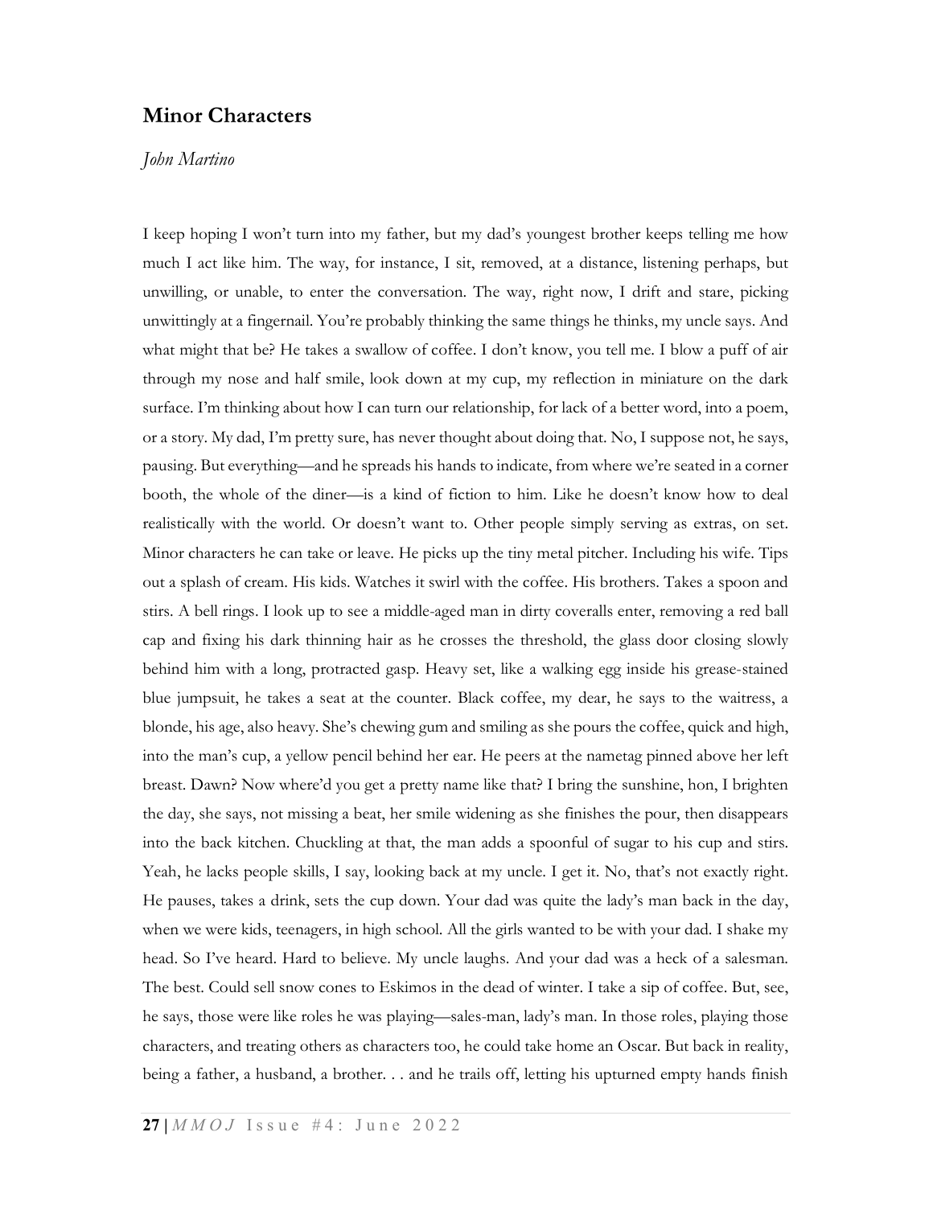# Minor Characters

*John Martino*

I keep hoping I won't turn into my father, but my dad's youngest brother keeps telling me how much I act like him. The way, for instance, I sit, removed, at a distance, listening perhaps, but unwilling, or unable, to enter the conversation. The way, right now, I drift and stare, picking unwittingly at a fingernail. You're probably thinking the same things he thinks, my uncle says. And what might that be? He takes a swallow of coffee. I don't know, you tell me. I blow a puff of air through my nose and half smile, look down at my cup, my reflection in miniature on the dark surface. I'm thinking about how I can turn our relationship, for lack of a better word, into a poem, or a story. My dad, I'm pretty sure, has never thought about doing that. No, I suppose not, he says, pausing. But everything—and he spreads his hands to indicate, from where we're seated in a corner booth, the whole of the diner—is a kind of fiction to him. Like he doesn't know how to deal realistically with the world. Or doesn't want to. Other people simply serving as extras, on set. Minor characters he can take or leave. He picks up the tiny metal pitcher. Including his wife. Tips out a splash of cream. His kids. Watches it swirl with the coffee. His brothers. Takes a spoon and stirs. A bell rings. I look up to see a middle-aged man in dirty coveralls enter, removing a red ball cap and fixing his dark thinning hair as he crosses the threshold, the glass door closing slowly behind him with a long, protracted gasp. Heavy set, like a walking egg inside his grease-stained blue jumpsuit, he takes a seat at the counter. Black coffee, my dear, he says to the waitress, a blonde, his age, also heavy. She's chewing gum and smiling as she pours the coffee, quick and high, into the man's cup, a yellow pencil behind her ear. He peers at the nametag pinned above her left breast. Dawn? Now where'd you get a pretty name like that? I bring the sunshine, hon, I brighten the day, she says, not missing a beat, her smile widening as she finishes the pour, then disappears into the back kitchen. Chuckling at that, the man adds a spoonful of sugar to his cup and stirs. Yeah, he lacks people skills, I say, looking back at my uncle. I get it. No, that's not exactly right. He pauses, takes a drink, sets the cup down. Your dad was quite the lady's man back in the day, when we were kids, teenagers, in high school. All the girls wanted to be with your dad. I shake my head. So I've heard. Hard to believe. My uncle laughs. And your dad was a heck of a salesman. The best. Could sell snow cones to Eskimos in the dead of winter. I take a sip of coffee. But, see, he says, those were like roles he was playing—sales-man, lady's man. In those roles, playing those characters, and treating others as characters too, he could take home an Oscar. But back in reality, being a father, a husband, a brother. . . and he trails off, letting his upturned empty hands finish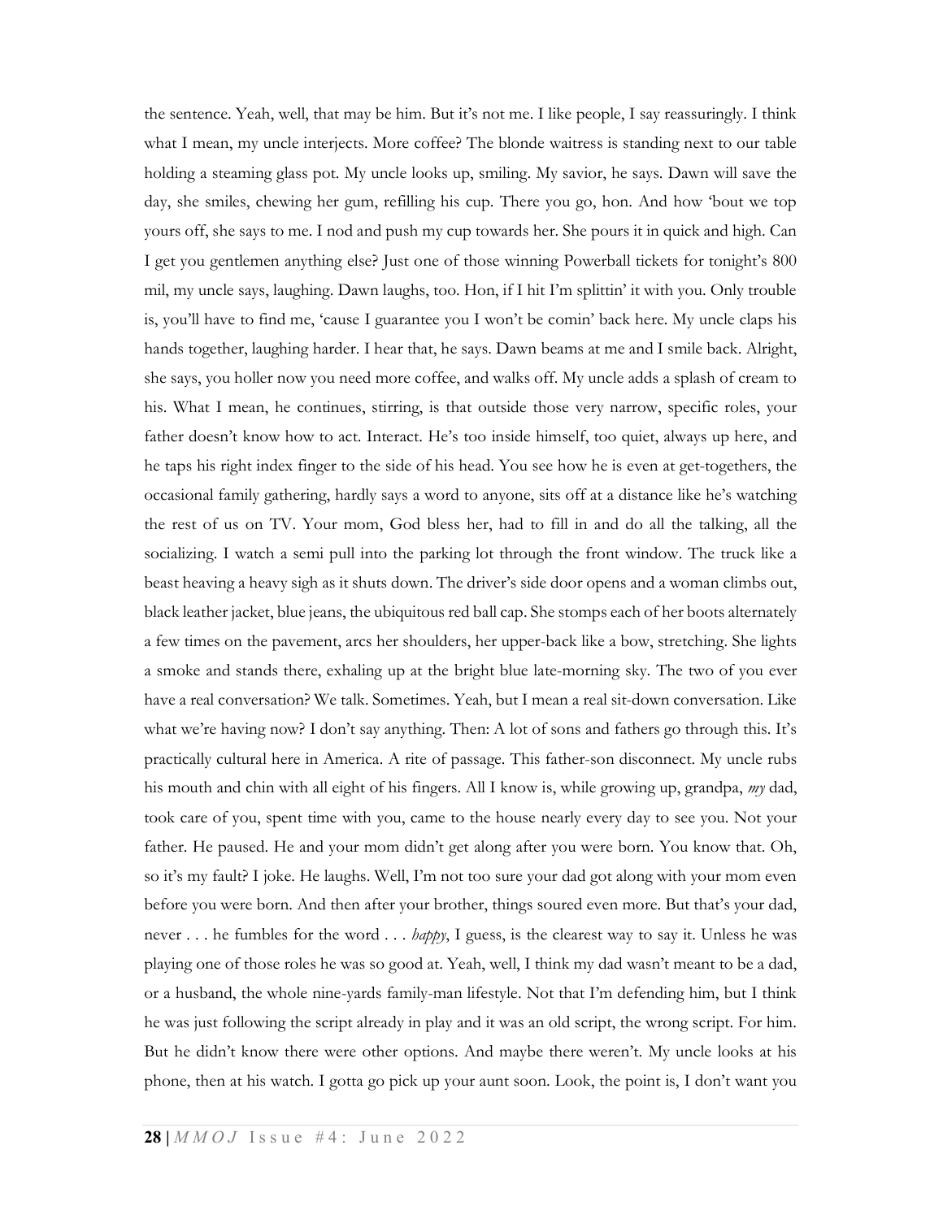the sentence. Yeah, well, that may be him. But it's not me. I like people, I say reassuringly. I think what I mean, my uncle interjects. More coffee? The blonde waitress is standing next to our table holding a steaming glass pot. My uncle looks up, smiling. My savior, he says. Dawn will save the day, she smiles, chewing her gum, refilling his cup. There you go, hon. And how 'bout we top yours off, she says to me. I nod and push my cup towards her. She pours it in quick and high. Can I get you gentlemen anything else? Just one of those winning Powerball tickets for tonight's 800 mil, my uncle says, laughing. Dawn laughs, too. Hon, if I hit I'm splittin' it with you. Only trouble is, you'll have to find me, 'cause I guarantee you I won't be comin' back here. My uncle claps his hands together, laughing harder. I hear that, he says. Dawn beams at me and I smile back. Alright, she says, you holler now you need more coffee, and walks off. My uncle adds a splash of cream to his. What I mean, he continues, stirring, is that outside those very narrow, specific roles, your father doesn't know how to act. Interact. He's too inside himself, too quiet, always up here, and he taps his right index finger to the side of his head. You see how he is even at get-togethers, the occasional family gathering, hardly says a word to anyone, sits off at a distance like he's watching the rest of us on TV. Your mom, God bless her, had to fill in and do all the talking, all the socializing. I watch a semi pull into the parking lot through the front window. The truck like a beast heaving a heavy sigh as it shuts down. The driver's side door opens and a woman climbs out, black leather jacket, blue jeans, the ubiquitous red ball cap. She stomps each of her boots alternately a few times on the pavement, arcs her shoulders, her upper-back like a bow, stretching. She lights a smoke and stands there, exhaling up at the bright blue late-morning sky. The two of you ever have a real conversation? We talk. Sometimes. Yeah, but I mean a real sit-down conversation. Like what we're having now? I don't say anything. Then: A lot of sons and fathers go through this. It's practically cultural here in America. A rite of passage. This father-son disconnect. My uncle rubs his mouth and chin with all eight of his fingers. All I know is, while growing up, grandpa, *my* dad, took care of you, spent time with you, came to the house nearly every day to see you. Not your father. He paused. He and your mom didn't get along after you were born. You know that. Oh, so it's my fault? I joke. He laughs. Well, I'm not too sure your dad got along with your mom even before you were born. And then after your brother, things soured even more. But that's your dad, never . . . he fumbles for the word . . . *happy*, I guess, is the clearest way to say it. Unless he was playing one of those roles he was so good at. Yeah, well, I think my dad wasn't meant to be a dad, or a husband, the whole nine-yards family-man lifestyle. Not that I'm defending him, but I think he was just following the script already in play and it was an old script, the wrong script. For him. But he didn't know there were other options. And maybe there weren't. My uncle looks at his phone, then at his watch. I gotta go pick up your aunt soon. Look, the point is, I don't want you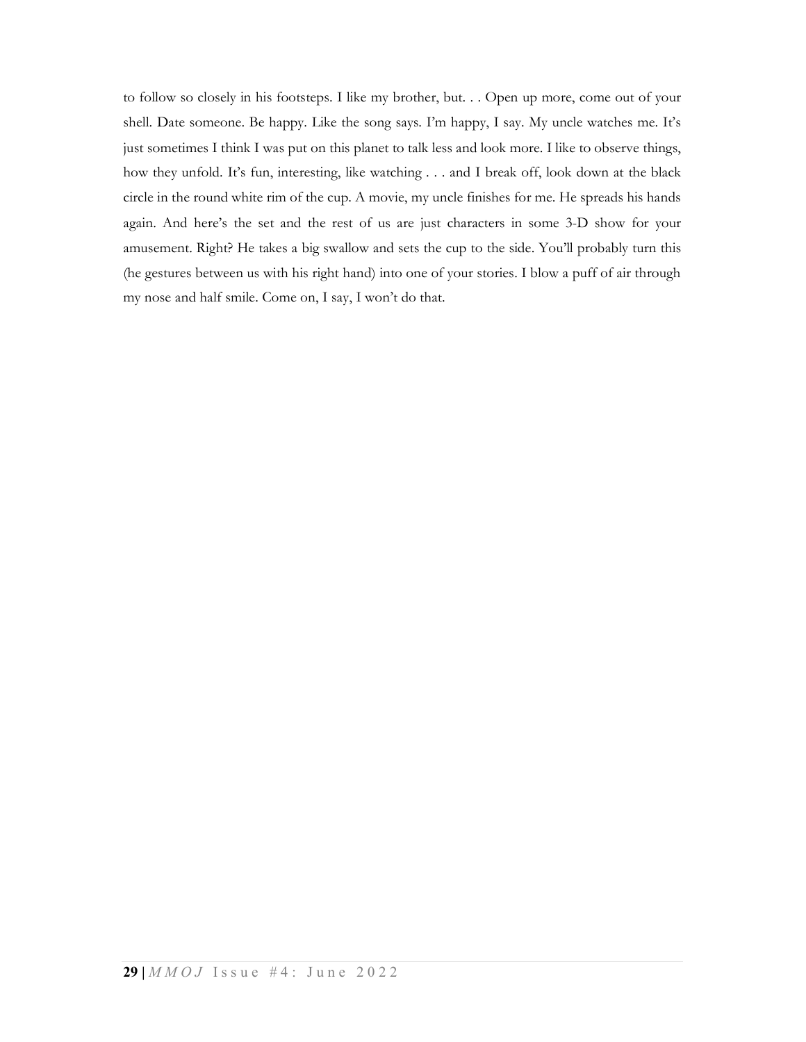to follow so closely in his footsteps. I like my brother, but. . . Open up more, come out of your shell. Date someone. Be happy. Like the song says. I'm happy, I say. My uncle watches me. It's just sometimes I think I was put on this planet to talk less and look more. I like to observe things, how they unfold. It's fun, interesting, like watching . . . and I break off, look down at the black circle in the round white rim of the cup. A movie, my uncle finishes for me. He spreads his hands again. And here's the set and the rest of us are just characters in some 3-D show for your amusement. Right? He takes a big swallow and sets the cup to the side. You'll probably turn this (he gestures between us with his right hand) into one of your stories. I blow a puff of air through my nose and half smile. Come on, I say, I won't do that.